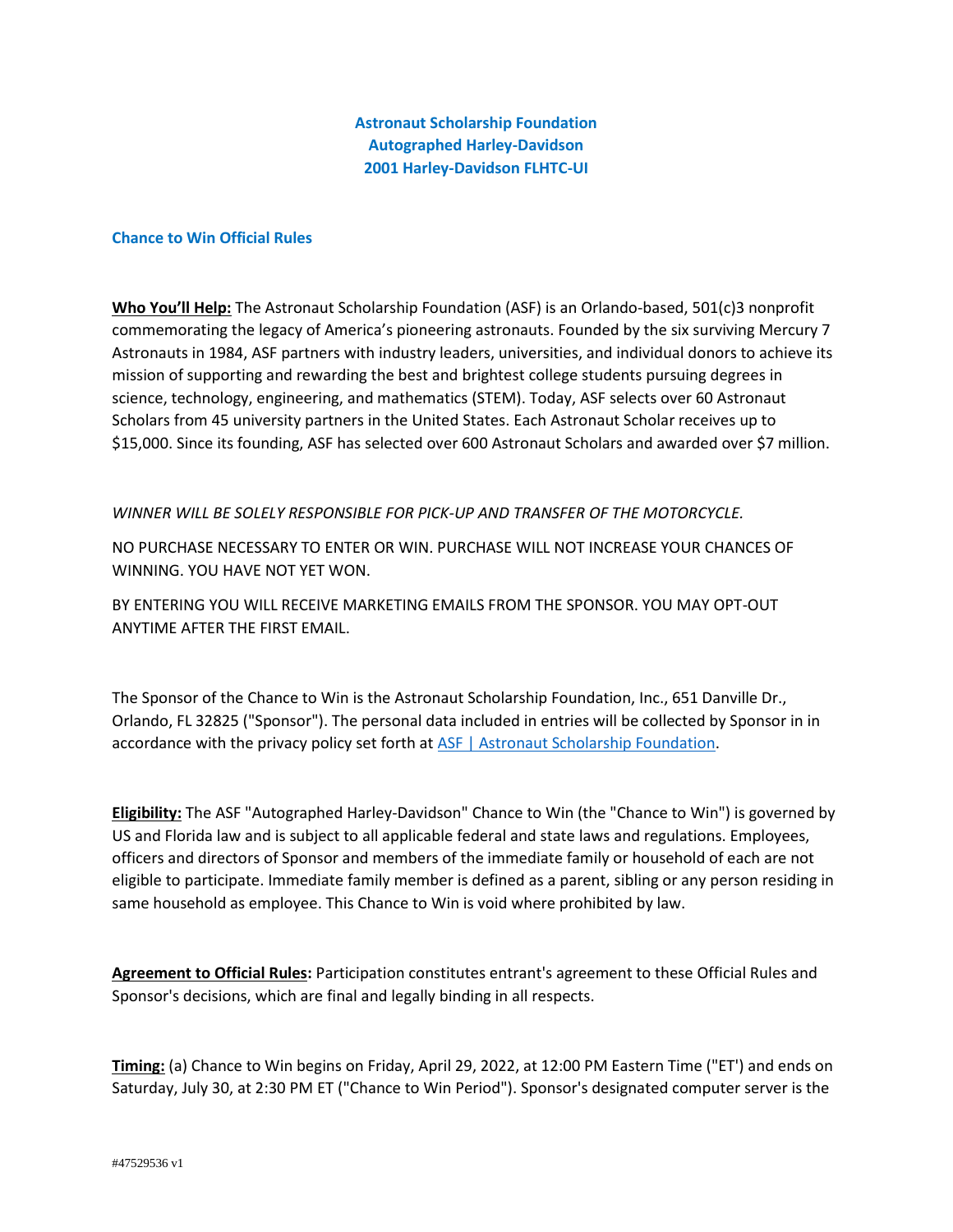# Astronaut Scholarship Foundation
# Autographed Harley-Davidson
# 2001 Harley-Davidson FLHTC-UI

## Chance to Win Official Rules

**Who You'll Help:** The Astronaut Scholarship Foundation (ASF) is an Orlando-based, 501(c)3 nonprofit commemorating the legacy of America's pioneering astronauts. Founded by the six surviving Mercury 7 Astronauts in 1984, ASF partners with industry leaders, universities, and individual donors to achieve its mission of supporting and rewarding the best and brightest college students pursuing degrees in science, technology, engineering, and mathematics (STEM). Today, ASF selects over 60 Astronaut Scholars from 45 university partners in the United States. Each Astronaut Scholar receives up to $15,000. Since its founding, ASF has selected over 600 Astronaut Scholars and awarded over $7 million.

*WINNER WILL BE SOLELY RESPONSIBLE FOR PICK-UP AND TRANSFER OF THE MOTORCYCLE.*

NO PURCHASE NECESSARY TO ENTER OR WIN. PURCHASE WILL NOT INCREASE YOUR CHANCES OF WINNING. YOU HAVE NOT YET WON.

BY ENTERING YOU WILL RECEIVE MARKETING EMAILS FROM THE SPONSOR. YOU MAY OPT-OUT ANYTIME AFTER THE FIRST EMAIL.

The Sponsor of the Chance to Win is the Astronaut Scholarship Foundation, Inc., 651 Danville Dr., Orlando, FL 32825 ("Sponsor"). The personal data included in entries will be collected by Sponsor in in accordance with the privacy policy set forth at [ASF | Astronaut Scholarship Foundation](ASF | Astronaut Scholarship Foundation).

**Eligibility:** The ASF "Autographed Harley-Davidson" Chance to Win (the "Chance to Win") is governed by US and Florida law and is subject to all applicable federal and state laws and regulations. Employees, officers and directors of Sponsor and members of the immediate family or household of each are not eligible to participate. Immediate family member is defined as a parent, sibling or any person residing in same household as employee. This Chance to Win is void where prohibited by law.

**Agreement to Official Rules:** Participation constitutes entrant's agreement to these Official Rules and Sponsor's decisions, which are final and legally binding in all respects.

**Timing:** (a) Chance to Win begins on Friday, April 29, 2022, at 12:00 PM Eastern Time ("ET') and ends on Saturday, July 30, at 2:30 PM ET ("Chance to Win Period"). Sponsor's designated computer server is the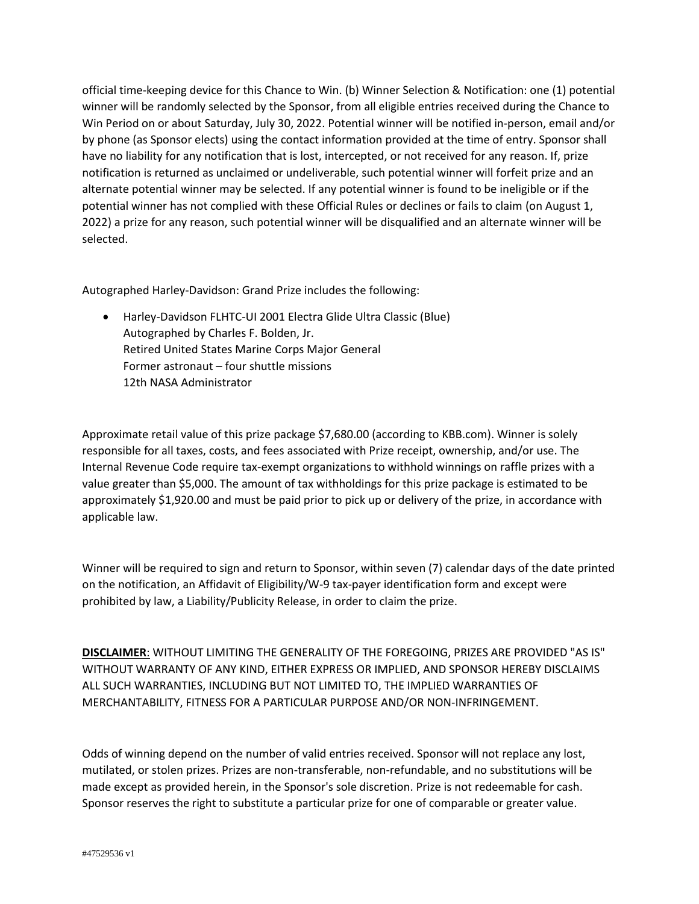official time-keeping device for this Chance to Win. (b) Winner Selection & Notification: one (1) potential winner will be randomly selected by the Sponsor, from all eligible entries received during the Chance to Win Period on or about Saturday, July 30, 2022. Potential winner will be notified in-person, email and/or by phone (as Sponsor elects) using the contact information provided at the time of entry. Sponsor shall have no liability for any notification that is lost, intercepted, or not received for any reason. If, prize notification is returned as unclaimed or undeliverable, such potential winner will forfeit prize and an alternate potential winner may be selected. If any potential winner is found to be ineligible or if the potential winner has not complied with these Official Rules or declines or fails to claim (on August 1, 2022) a prize for any reason, such potential winner will be disqualified and an alternate winner will be selected.

Autographed Harley-Davidson: Grand Prize includes the following:

- Harley-Davidson FLHTC-UI 2001 Electra Glide Ultra Classic (Blue)
  Autographed by Charles F. Bolden, Jr.
  Retired United States Marine Corps Major General
  Former astronaut – four shuttle missions
  12th NASA Administrator

Approximate retail value of this prize package $7,680.00 (according to KBB.com). Winner is solely responsible for all taxes, costs, and fees associated with Prize receipt, ownership, and/or use. The Internal Revenue Code require tax-exempt organizations to withhold winnings on raffle prizes with a value greater than $5,000. The amount of tax withholdings for this prize package is estimated to be approximately $1,920.00 and must be paid prior to pick up or delivery of the prize, in accordance with applicable law.

Winner will be required to sign and return to Sponsor, within seven (7) calendar days of the date printed on the notification, an Affidavit of Eligibility/W-9 tax-payer identification form and except were prohibited by law, a Liability/Publicity Release, in order to claim the prize.

**DISCLAIMER**: WITHOUT LIMITING THE GENERALITY OF THE FOREGOING, PRIZES ARE PROVIDED "AS IS" WITHOUT WARRANTY OF ANY KIND, EITHER EXPRESS OR IMPLIED, AND SPONSOR HEREBY DISCLAIMS ALL SUCH WARRANTIES, INCLUDING BUT NOT LIMITED TO, THE IMPLIED WARRANTIES OF MERCHANTABILITY, FITNESS FOR A PARTICULAR PURPOSE AND/OR NON-INFRINGEMENT.

Odds of winning depend on the number of valid entries received. Sponsor will not replace any lost, mutilated, or stolen prizes. Prizes are non-transferable, non-refundable, and no substitutions will be made except as provided herein, in the Sponsor's sole discretion. Prize is not redeemable for cash. Sponsor reserves the right to substitute a particular prize for one of comparable or greater value.

#47529536 v1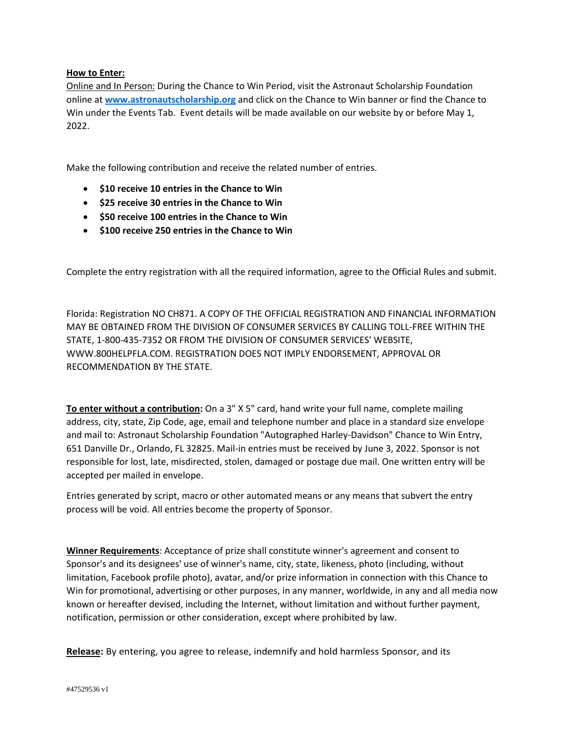**<u>How to Enter:</u>**

<u>Online and In Person:</u> During the Chance to Win Period, visit the Astronaut Scholarship Foundation online at **[www.astronautscholarship.org](http://www.astronautscholarship.org)** and click on the Chance to Win banner or find the Chance to Win under the Events Tab. Event details will be made available on our website by or before May 1, 2022.

Make the following contribution and receive the related number of entries.

- **$10 receive 10 entries in the Chance to Win**
- **$25 receive 30 entries in the Chance to Win**
- **$50 receive 100 entries in the Chance to Win**
- **$100 receive 250 entries in the Chance to Win**

Complete the entry registration with all the required information, agree to the Official Rules and submit.

Florida: Registration NO CH871. A COPY OF THE OFFICIAL REGISTRATION AND FINANCIAL INFORMATION MAY BE OBTAINED FROM THE DIVISION OF CONSUMER SERVICES BY CALLING TOLL-FREE WITHIN THE STATE, 1-800-435-7352 OR FROM THE DIVISION OF CONSUMER SERVICES' WEBSITE, WWW.800HELPFLA.COM. REGISTRATION DOES NOT IMPLY ENDORSEMENT, APPROVAL OR RECOMMENDATION BY THE STATE.

**<u>To enter without a contribution</u>:** On a 3" X 5" card, hand write your full name, complete mailing address, city, state, Zip Code, age, email and telephone number and place in a standard size envelope and mail to: Astronaut Scholarship Foundation "Autographed Harley-Davidson" Chance to Win Entry, 651 Danville Dr., Orlando, FL 32825. Mail-in entries must be received by June 3, 2022. Sponsor is not responsible for lost, late, misdirected, stolen, damaged or postage due mail. One written entry will be accepted per mailed in envelope.

Entries generated by script, macro or other automated means or any means that subvert the entry process will be void. All entries become the property of Sponsor.

**<u>Winner Requirements</u>**: Acceptance of prize shall constitute winner's agreement and consent to Sponsor's and its designees' use of winner's name, city, state, likeness, photo (including, without limitation, Facebook profile photo), avatar, and/or prize information in connection with this Chance to Win for promotional, advertising or other purposes, in any manner, worldwide, in any and all media now known or hereafter devised, including the Internet, without limitation and without further payment, notification, permission or other consideration, except where prohibited by law.

**<u>Release</u>:** By entering, you agree to release, indemnify and hold harmless Sponsor, and its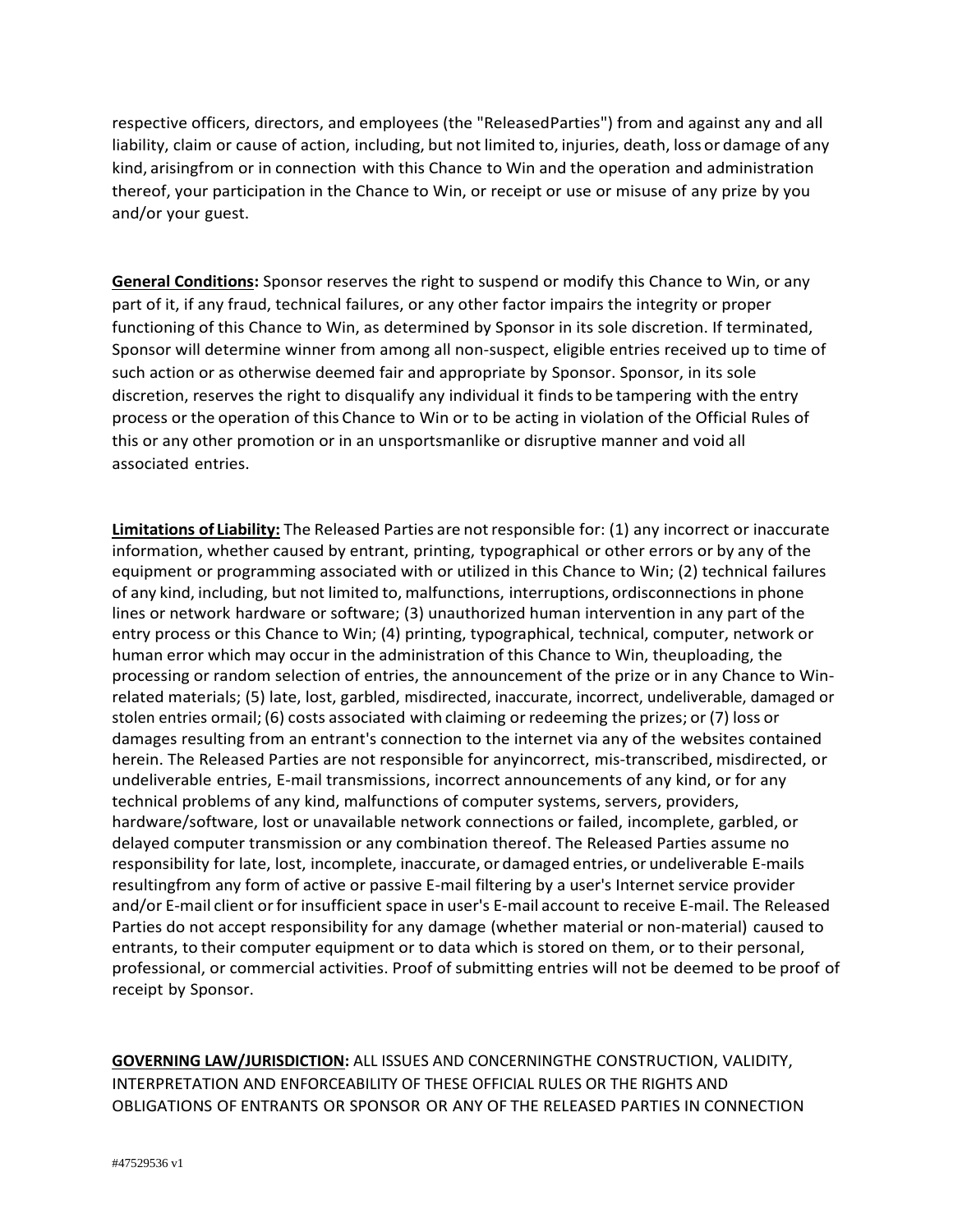respective officers, directors, and employees (the "ReleasedParties") from and against any and all liability, claim or cause of action, including, but not limited to, injuries, death, loss or damage of any kind, arisingfrom or in connection with this Chance to Win and the operation and administration thereof, your participation in the Chance to Win, or receipt or use or misuse of any prize by you and/or your guest.

**General Conditions:** Sponsor reserves the right to suspend or modify this Chance to Win, or any part of it, if any fraud, technical failures, or any other factor impairs the integrity or proper functioning of this Chance to Win, as determined by Sponsor in its sole discretion. If terminated, Sponsor will determine winner from among all non-suspect, eligible entries received up to time of such action or as otherwise deemed fair and appropriate by Sponsor. Sponsor, in its sole discretion, reserves the right to disqualify any individual it finds to be tampering with the entry process or the operation of this Chance to Win or to be acting in violation of the Official Rules of this or any other promotion or in an unsportsmanlike or disruptive manner and void all associated entries.

**Limitations of Liability:** The Released Parties are not responsible for: (1) any incorrect or inaccurate information, whether caused by entrant, printing, typographical or other errors or by any of the equipment or programming associated with or utilized in this Chance to Win; (2) technical failures of any kind, including, but not limited to, malfunctions, interruptions, ordisconnections in phone lines or network hardware or software; (3) unauthorized human intervention in any part of the entry process or this Chance to Win; (4) printing, typographical, technical, computer, network or human error which may occur in the administration of this Chance to Win, theuploading, the processing or random selection of entries, the announcement of the prize or in any Chance to Win-related materials; (5) late, lost, garbled, misdirected, inaccurate, incorrect, undeliverable, damaged or stolen entries ormail; (6) costs associated with claiming or redeeming the prizes; or (7) loss or damages resulting from an entrant's connection to the internet via any of the websites contained herein. The Released Parties are not responsible for anyincorrect, mis-transcribed, misdirected, or undeliverable entries, E-mail transmissions, incorrect announcements of any kind, or for any technical problems of any kind, malfunctions of computer systems, servers, providers, hardware/software, lost or unavailable network connections or failed, incomplete, garbled, or delayed computer transmission or any combination thereof. The Released Parties assume no responsibility for late, lost, incomplete, inaccurate, or damaged entries, or undeliverable E-mails resultingfrom any form of active or passive E-mail filtering by a user's Internet service provider and/or E-mail client or for insufficient space in user's E-mail account to receive E-mail. The Released Parties do not accept responsibility for any damage (whether material or non-material) caused to entrants, to their computer equipment or to data which is stored on them, or to their personal, professional, or commercial activities. Proof of submitting entries will not be deemed to be proof of receipt by Sponsor.

**GOVERNING LAW/JURISDICTION:** ALL ISSUES AND CONCERNINGTHE CONSTRUCTION, VALIDITY, INTERPRETATION AND ENFORCEABILITY OF THESE OFFICIAL RULES OR THE RIGHTS AND OBLIGATIONS OF ENTRANTS OR SPONSOR OR ANY OF THE RELEASED PARTIES IN CONNECTION

#47529536 v1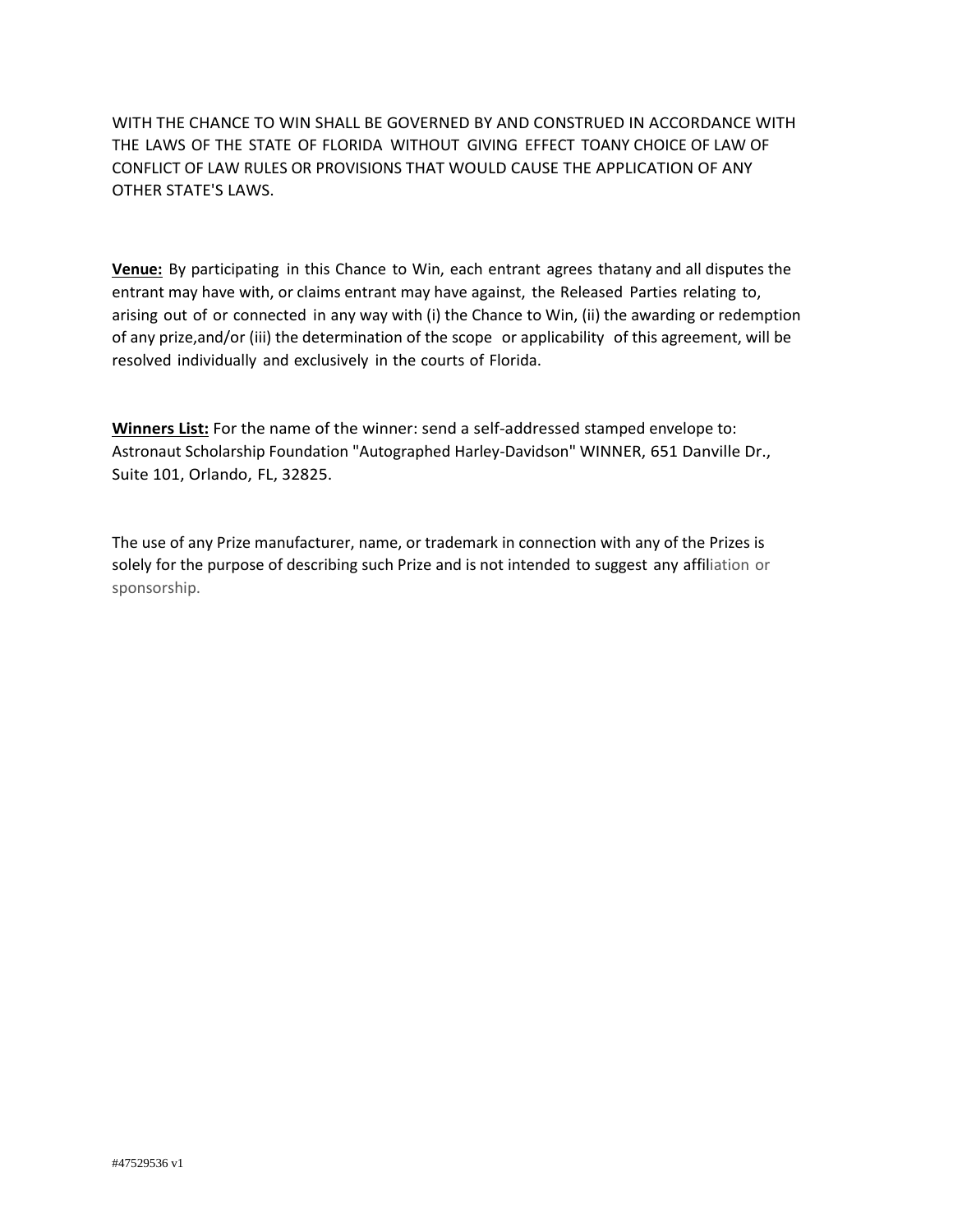WITH THE CHANCE TO WIN SHALL BE GOVERNED BY AND CONSTRUED IN ACCORDANCE WITH THE LAWS OF THE STATE OF FLORIDA WITHOUT GIVING EFFECT TOANY CHOICE OF LAW OF CONFLICT OF LAW RULES OR PROVISIONS THAT WOULD CAUSE THE APPLICATION OF ANY OTHER STATE'S LAWS.

**Venue:** By participating in this Chance to Win, each entrant agrees thatany and all disputes the entrant may have with, or claims entrant may have against, the Released Parties relating to, arising out of or connected in any way with (i) the Chance to Win, (ii) the awarding or redemption of any prize,and/or (iii) the determination of the scope or applicability of this agreement, will be resolved individually and exclusively in the courts of Florida.

**Winners List:** For the name of the winner: send a self-addressed stamped envelope to: Astronaut Scholarship Foundation "Autographed Harley-Davidson" WINNER, 651 Danville Dr., Suite 101, Orlando, FL, 32825.

The use of any Prize manufacturer, name, or trademark in connection with any of the Prizes is solely for the purpose of describing such Prize and is not intended to suggest any affiliation or sponsorship.

#47529536 v1